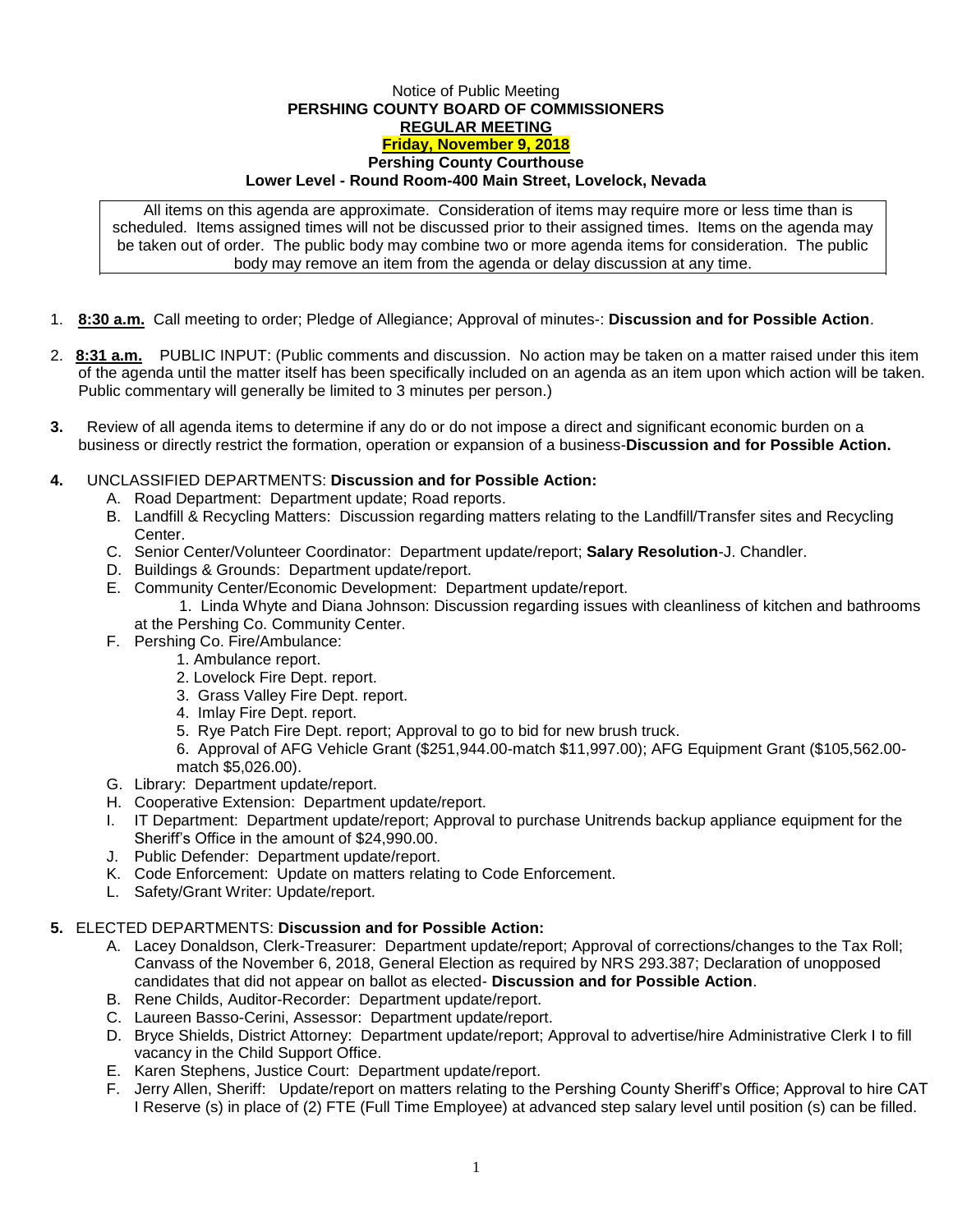Notice of Public Meeting

**PERSHING COUNTY BOARD OF COMMISSIONERS**

**REGULAR MEETING**

**Friday, November 9, 2018**

**Pershing County Courthouse**

**Lower Level - Round Room-400 Main Street, Lovelock, Nevada**

All items on this agenda are approximate. Consideration of items may require more or less time than is scheduled. Items assigned times will not be discussed prior to their assigned times. Items on the agenda may be taken out of order. The public body may combine two or more agenda items for consideration. The public body may remove an item from the agenda or delay discussion at any time.

1. **8:30 a.m.** Call meeting to order; Pledge of Allegiance; Approval of minutes-: **Discussion and for Possible Action**.

2. **8:31 a.m.** PUBLIC INPUT: (Public comments and discussion. No action may be taken on a matter raised under this item of the agenda until the matter itself has been specifically included on an agenda as an item upon which action will be taken. Public commentary will generally be limited to 3 minutes per person.)

3. Review of all agenda items to determine if any do or do not impose a direct and significant economic burden on a business or directly restrict the formation, operation or expansion of a business-**Discussion and for Possible Action.**

4. UNCLASSIFIED DEPARTMENTS: **Discussion and for Possible Action:**
   - A. Road Department: Department update; Road reports.
   - B. Landfill & Recycling Matters: Discussion regarding matters relating to the Landfill/Transfer sites and Recycling Center.
   - C. Senior Center/Volunteer Coordinator: Department update/report; **Salary Resolution**-J. Chandler.
   - D. Buildings & Grounds: Department update/report.
   - E. Community Center/Economic Development: Department update/report.
     1. Linda Whyte and Diana Johnson: Discussion regarding issues with cleanliness of kitchen and bathrooms at the Pershing Co. Community Center.
   - F. Pershing Co. Fire/Ambulance:
     1. Ambulance report.
     2. Lovelock Fire Dept. report.
     3. Grass Valley Fire Dept. report.
     4. Imlay Fire Dept. report.
     5. Rye Patch Fire Dept. report; Approval to go to bid for new brush truck.
     6. Approval of AFG Vehicle Grant ($251,944.00-match $11,997.00); AFG Equipment Grant ($105,562.00-match $5,026.00).
   - G. Library: Department update/report.
   - H. Cooperative Extension: Department update/report.
   - I. IT Department: Department update/report; Approval to purchase Unitrends backup appliance equipment for the Sheriff's Office in the amount of $24,990.00.
   - J. Public Defender: Department update/report.
   - K. Code Enforcement: Update on matters relating to Code Enforcement.
   - L. Safety/Grant Writer: Update/report.

5. ELECTED DEPARTMENTS: **Discussion and for Possible Action:**
   - A. Lacey Donaldson, Clerk-Treasurer: Department update/report; Approval of corrections/changes to the Tax Roll; Canvass of the November 6, 2018, General Election as required by NRS 293.387; Declaration of unopposed candidates that did not appear on ballot as elected- **Discussion and for Possible Action**.
   - B. Rene Childs, Auditor-Recorder: Department update/report.
   - C. Laureen Basso-Cerini, Assessor: Department update/report.
   - D. Bryce Shields, District Attorney: Department update/report; Approval to advertise/hire Administrative Clerk I to fill vacancy in the Child Support Office.
   - E. Karen Stephens, Justice Court: Department update/report.
   - F. Jerry Allen, Sheriff: Update/report on matters relating to the Pershing County Sheriff's Office; Approval to hire CAT I Reserve (s) in place of (2) FTE (Full Time Employee) at advanced step salary level until position (s) can be filled.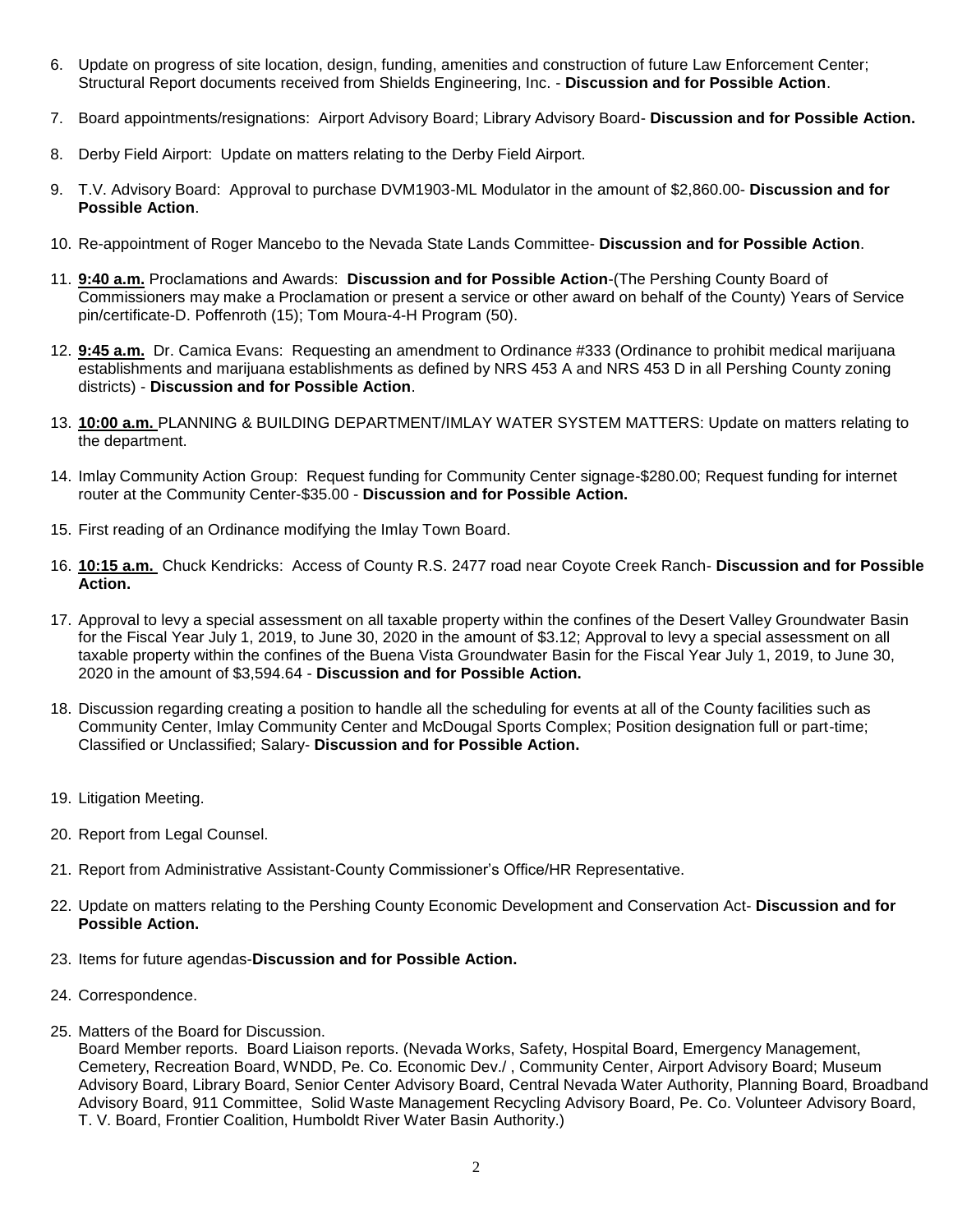6. Update on progress of site location, design, funding, amenities and construction of future Law Enforcement Center; Structural Report documents received from Shields Engineering, Inc. - **Discussion and for Possible Action**.

7. Board appointments/resignations: Airport Advisory Board; Library Advisory Board- **Discussion and for Possible Action.**

8. Derby Field Airport: Update on matters relating to the Derby Field Airport.

9. T.V. Advisory Board: Approval to purchase DVM1903-ML Modulator in the amount of $2,860.00- **Discussion and for Possible Action**.

10. Re-appointment of Roger Mancebo to the Nevada State Lands Committee- **Discussion and for Possible Action**.

11. **9:40 a.m.** Proclamations and Awards: **Discussion and for Possible Action**-(The Pershing County Board of Commissioners may make a Proclamation or present a service or other award on behalf of the County) Years of Service pin/certificate-D. Poffenroth (15); Tom Moura-4-H Program (50).

12. **9:45 a.m.** Dr. Camica Evans: Requesting an amendment to Ordinance #333 (Ordinance to prohibit medical marijuana establishments and marijuana establishments as defined by NRS 453 A and NRS 453 D in all Pershing County zoning districts) - **Discussion and for Possible Action**.

13. **10:00 a.m.** PLANNING & BUILDING DEPARTMENT/IMLAY WATER SYSTEM MATTERS: Update on matters relating to the department.

14. Imlay Community Action Group: Request funding for Community Center signage-$280.00; Request funding for internet router at the Community Center-$35.00 - **Discussion and for Possible Action.**

15. First reading of an Ordinance modifying the Imlay Town Board.

16. **10:15 a.m.** Chuck Kendricks: Access of County R.S. 2477 road near Coyote Creek Ranch- **Discussion and for Possible Action.**

17. Approval to levy a special assessment on all taxable property within the confines of the Desert Valley Groundwater Basin for the Fiscal Year July 1, 2019, to June 30, 2020 in the amount of $3.12; Approval to levy a special assessment on all taxable property within the confines of the Buena Vista Groundwater Basin for the Fiscal Year July 1, 2019, to June 30, 2020 in the amount of $3,594.64 - **Discussion and for Possible Action.**

18. Discussion regarding creating a position to handle all the scheduling for events at all of the County facilities such as Community Center, Imlay Community Center and McDougal Sports Complex; Position designation full or part-time; Classified or Unclassified; Salary- **Discussion and for Possible Action.**

19. Litigation Meeting.

20. Report from Legal Counsel.

21. Report from Administrative Assistant-County Commissioner's Office/HR Representative.

22. Update on matters relating to the Pershing County Economic Development and Conservation Act- **Discussion and for Possible Action.**

23. Items for future agendas-**Discussion and for Possible Action.**

24. Correspondence.

25. Matters of the Board for Discussion.
Board Member reports. Board Liaison reports. (Nevada Works, Safety, Hospital Board, Emergency Management, Cemetery, Recreation Board, WNDD, Pe. Co. Economic Dev./ , Community Center, Airport Advisory Board; Museum Advisory Board, Library Board, Senior Center Advisory Board, Central Nevada Water Authority, Planning Board, Broadband Advisory Board, 911 Committee, Solid Waste Management Recycling Advisory Board, Pe. Co. Volunteer Advisory Board, T. V. Board, Frontier Coalition, Humboldt River Water Basin Authority.)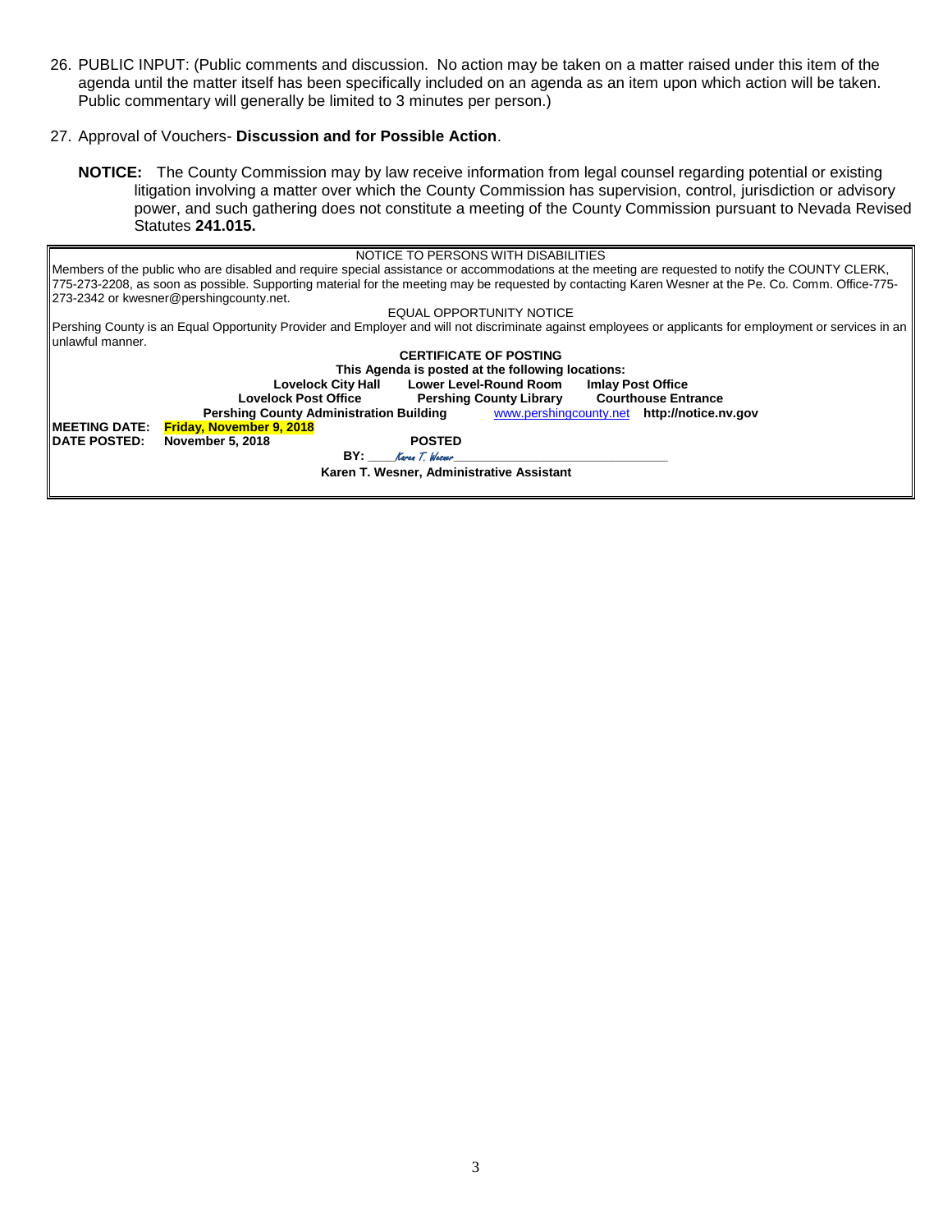26. PUBLIC INPUT: (Public comments and discussion. No action may be taken on a matter raised under this item of the agenda until the matter itself has been specifically included on an agenda as an item upon which action will be taken. Public commentary will generally be limited to 3 minutes per person.)

27. Approval of Vouchers- **Discussion and for Possible Action**.

**NOTICE:** The County Commission may by law receive information from legal counsel regarding potential or existing litigation involving a matter over which the County Commission has supervision, control, jurisdiction or advisory power, and such gathering does not constitute a meeting of the County Commission pursuant to Nevada Revised Statutes **241.015.**

NOTICE TO PERSONS WITH DISABILITIES

Members of the public who are disabled and require special assistance or accommodations at the meeting are requested to notify the COUNTY CLERK, 775-273-2208, as soon as possible. Supporting material for the meeting may be requested by contacting Karen Wesner at the Pe. Co. Comm. Office-775-273-2342 or kwesner@pershingcounty.net.

EQUAL OPPORTUNITY NOTICE

Pershing County is an Equal Opportunity Provider and Employer and will not discriminate against employees or applicants for employment or services in an unlawful manner.

**CERTIFICATE OF POSTING**

**This Agenda is posted at the following locations:**

**Lovelock City Hall** **Lower Level-Round Room** **Imlay Post Office**
**Lovelock Post Office** **Pershing County Library** **Courthouse Entrance**
**Pershing County Administration Building** www.pershingcounty.net **http://notice.nv.gov**

**MEETING DATE: Friday, November 9, 2018**
**DATE POSTED: November 5, 2018** **POSTED**

**BY:** Karen T. Wesner

**Karen T. Wesner, Administrative Assistant**